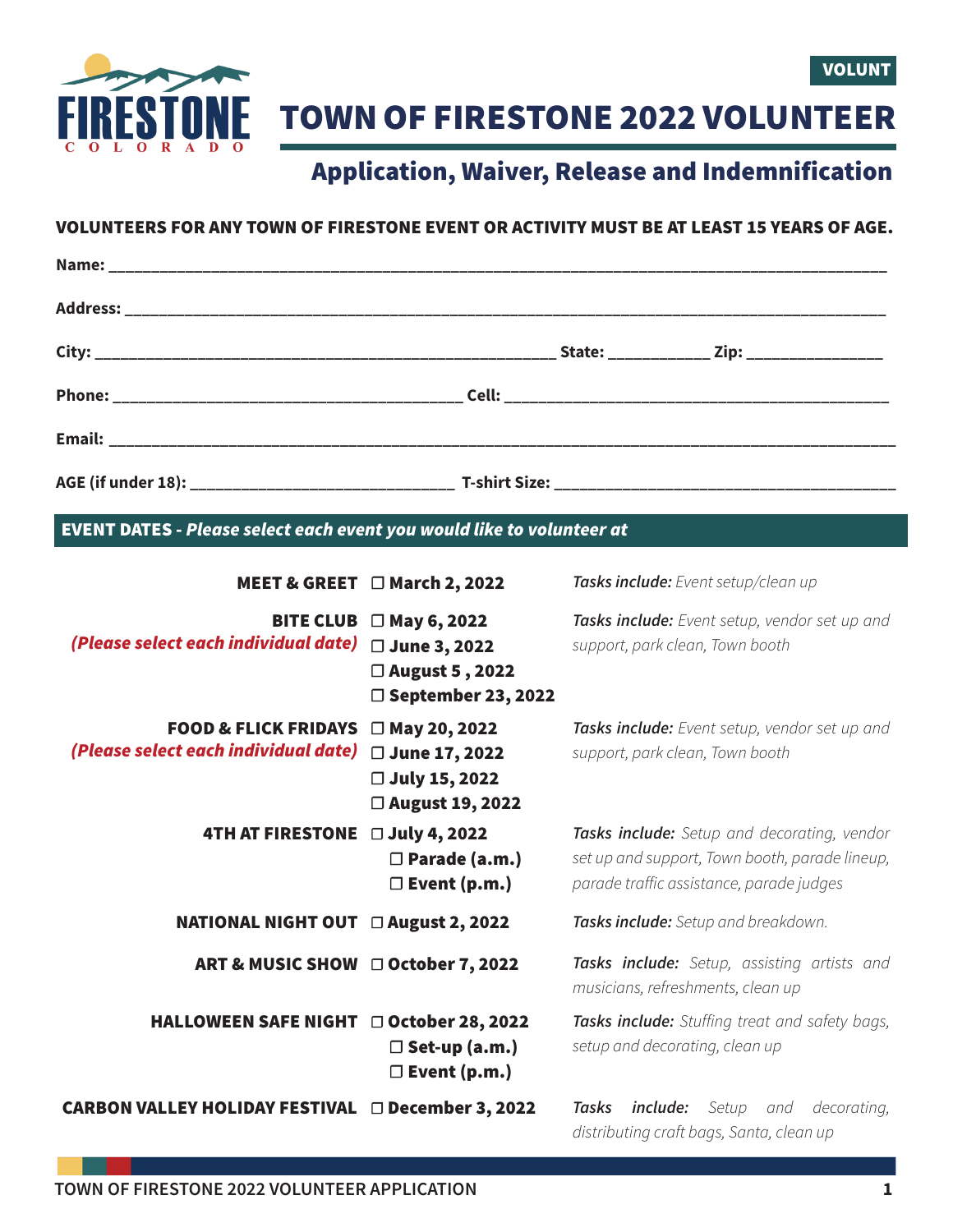FIRESTONE
COLORADO

VOLUNT

# TOWN OF FIRESTONE 2022 VOLUNTEER

## Application, Waiver, Release and Indemnification

**VOLUNTEERS FOR ANY TOWN OF FIRESTONE EVENT OR ACTIVITY MUST BE AT LEAST 15 YEARS OF AGE.**

**Name:** ______________________________________________________________________

**Address:** ______________________________________________________________________

**City:** ___________________________________________ **State:** __________ **Zip:** ______________

**Phone:** ________________________________ **Cell:** ____________________________________

**Email:** ______________________________________________________________________

**AGE (if under 18):** _________________________ **T-shirt Size:** _______________________________

## EVENT DATES - *Please select each event you would like to volunteer at*

| Event | Dates | Tasks |
|---|---|---|
| **MEET & GREET** | ☐ **March 2, 2022** | ***Tasks include:*** *Event setup/clean up* |
| **BITE CLUB** *(Please select each individual date)* | ☐ **May 6, 2022**<br>☐ **June 3, 2022**<br>☐ **August 5 , 2022**<br>☐ **September 23, 2022** | ***Tasks include:*** *Event setup, vendor set up and support, park clean, Town booth* |
| **FOOD & FLICK FRIDAYS** *(Please select each individual date)* | ☐ **May 20, 2022**<br>☐ **June 17, 2022**<br>☐ **July 15, 2022**<br>☐ **August 19, 2022** | ***Tasks include:*** *Event setup, vendor set up and support, park clean, Town booth* |
| **4TH AT FIRESTONE** | ☐ **July 4, 2022**<br>☐ **Parade (a.m.)**<br>☐ **Event (p.m.)** | ***Tasks include:*** *Setup and decorating, vendor set up and support, Town booth, parade lineup, parade traffic assistance, parade judges* |
| **NATIONAL NIGHT OUT** | ☐ **August 2, 2022** | ***Tasks include:*** *Setup and breakdown.* |
| **ART & MUSIC SHOW** | ☐ **October 7, 2022** | ***Tasks include:*** *Setup, assisting artists and musicians, refreshments, clean up* |
| **HALLOWEEN SAFE NIGHT** | ☐ **October 28, 2022**<br>☐ **Set-up (a.m.)**<br>☐ **Event (p.m.)** | ***Tasks include:*** *Stuffing treat and safety bags, setup and decorating, clean up* |
| **CARBON VALLEY HOLIDAY FESTIVAL** | ☐ **December 3, 2022** | ***Tasks include:*** *Setup and decorating, distributing craft bags, Santa, clean up* |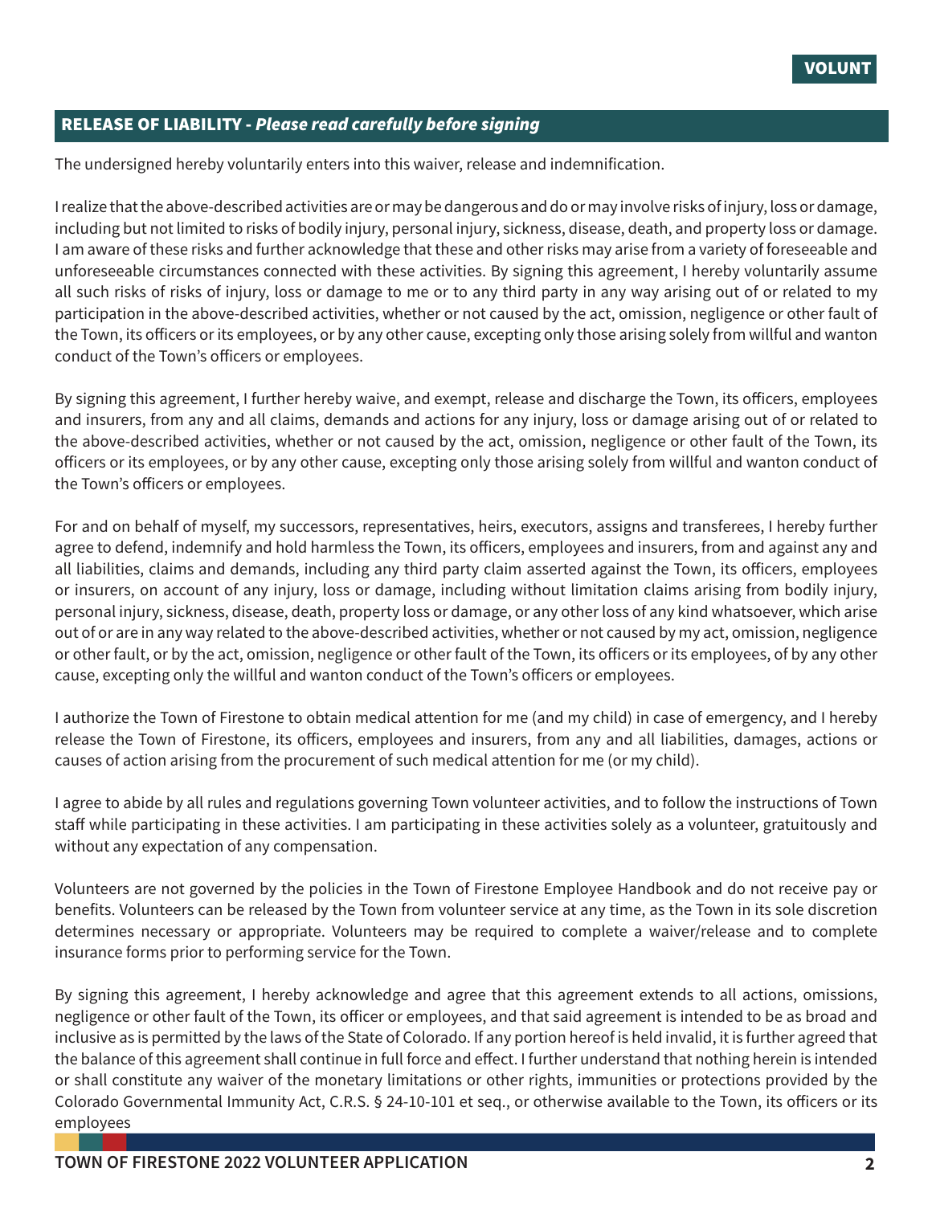## RELEASE OF LIABILITY - *Please read carefully before signing*

The undersigned hereby voluntarily enters into this waiver, release and indemnification.

I realize that the above-described activities are or may be dangerous and do or may involve risks of injury, loss or damage, including but not limited to risks of bodily injury, personal injury, sickness, disease, death, and property loss or damage. I am aware of these risks and further acknowledge that these and other risks may arise from a variety of foreseeable and unforeseeable circumstances connected with these activities. By signing this agreement, I hereby voluntarily assume all such risks of risks of injury, loss or damage to me or to any third party in any way arising out of or related to my participation in the above-described activities, whether or not caused by the act, omission, negligence or other fault of the Town, its officers or its employees, or by any other cause, excepting only those arising solely from willful and wanton conduct of the Town's officers or employees.

By signing this agreement, I further hereby waive, and exempt, release and discharge the Town, its officers, employees and insurers, from any and all claims, demands and actions for any injury, loss or damage arising out of or related to the above-described activities, whether or not caused by the act, omission, negligence or other fault of the Town, its officers or its employees, or by any other cause, excepting only those arising solely from willful and wanton conduct of the Town's officers or employees.

For and on behalf of myself, my successors, representatives, heirs, executors, assigns and transferees, I hereby further agree to defend, indemnify and hold harmless the Town, its officers, employees and insurers, from and against any and all liabilities, claims and demands, including any third party claim asserted against the Town, its officers, employees or insurers, on account of any injury, loss or damage, including without limitation claims arising from bodily injury, personal injury, sickness, disease, death, property loss or damage, or any other loss of any kind whatsoever, which arise out of or are in any way related to the above-described activities, whether or not caused by my act, omission, negligence or other fault, or by the act, omission, negligence or other fault of the Town, its officers or its employees, of by any other cause, excepting only the willful and wanton conduct of the Town's officers or employees.

I authorize the Town of Firestone to obtain medical attention for me (and my child) in case of emergency, and I hereby release the Town of Firestone, its officers, employees and insurers, from any and all liabilities, damages, actions or causes of action arising from the procurement of such medical attention for me (or my child).

I agree to abide by all rules and regulations governing Town volunteer activities, and to follow the instructions of Town staff while participating in these activities. I am participating in these activities solely as a volunteer, gratuitously and without any expectation of any compensation.

Volunteers are not governed by the policies in the Town of Firestone Employee Handbook and do not receive pay or benefits. Volunteers can be released by the Town from volunteer service at any time, as the Town in its sole discretion determines necessary or appropriate. Volunteers may be required to complete a waiver/release and to complete insurance forms prior to performing service for the Town.

By signing this agreement, I hereby acknowledge and agree that this agreement extends to all actions, omissions, negligence or other fault of the Town, its officer or employees, and that said agreement is intended to be as broad and inclusive as is permitted by the laws of the State of Colorado. If any portion hereof is held invalid, it is further agreed that the balance of this agreement shall continue in full force and effect. I further understand that nothing herein is intended or shall constitute any waiver of the monetary limitations or other rights, immunities or protections provided by the Colorado Governmental Immunity Act, C.R.S. § 24-10-101 et seq., or otherwise available to the Town, its officers or its employees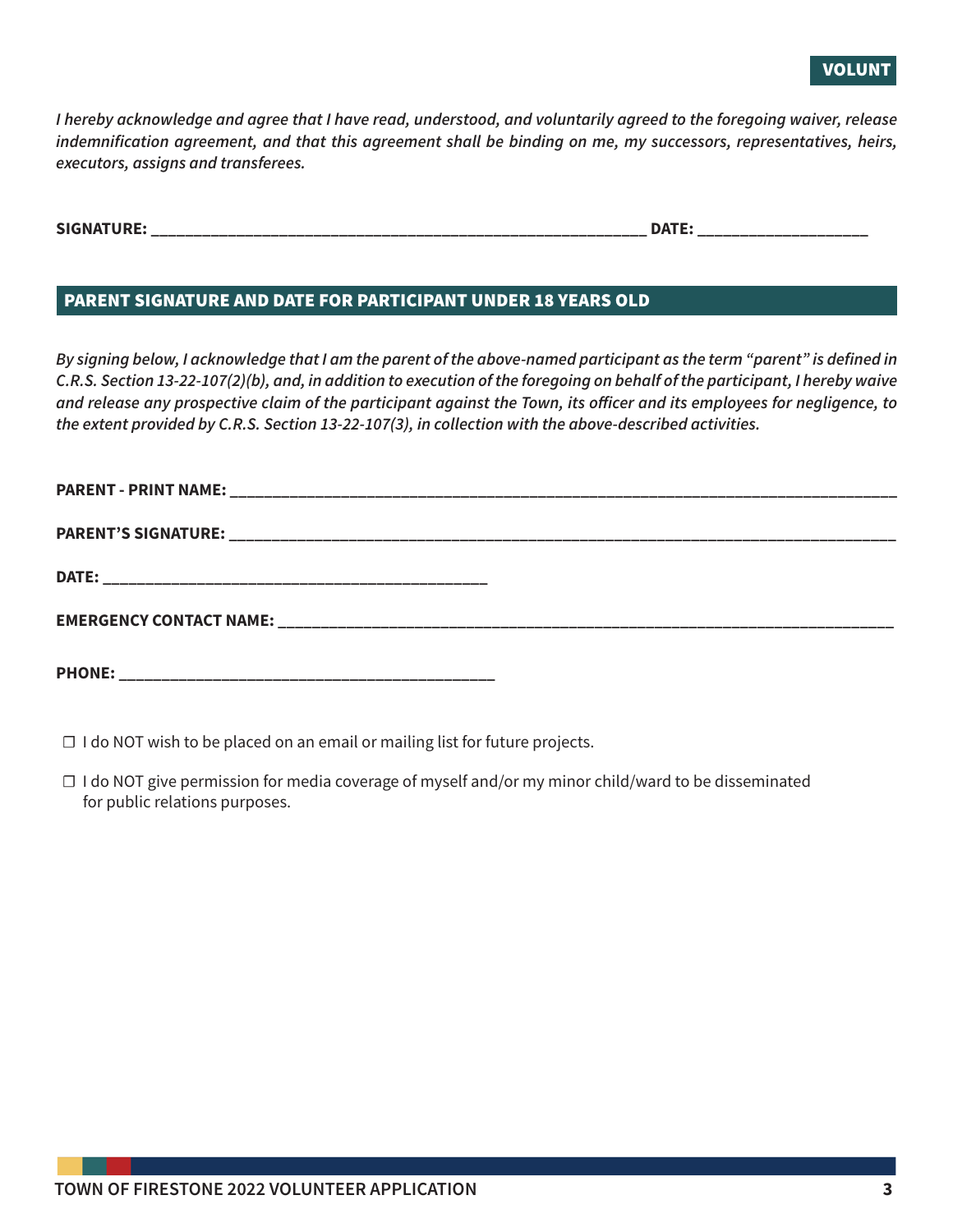*I hereby acknowledge and agree that I have read, understood, and voluntarily agreed to the foregoing waiver, release indemnification agreement, and that this agreement shall be binding on me, my successors, representatives, heirs, executors, assigns and transferees.*

**SIGNATURE:** ____________________________________________ **DATE:** ____________________

## PARENT SIGNATURE AND DATE FOR PARTICIPANT UNDER 18 YEARS OLD

*By signing below, I acknowledge that I am the parent of the above-named participant as the term "parent" is defined in C.R.S. Section 13-22-107(2)(b), and, in addition to execution of the foregoing on behalf of the participant, I hereby waive and release any prospective claim of the participant against the Town, its officer and its employees for negligence, to the extent provided by C.R.S. Section 13-22-107(3), in collection with the above-described activities.*

**PARENT - PRINT NAME:** ____________________________________________

**PARENT'S SIGNATURE:** ____________________________________________

**DATE:** ______________________________

**EMERGENCY CONTACT NAME:** ____________________________________________

**PHONE:** ______________________________

☐ I do NOT wish to be placed on an email or mailing list for future projects.

☐ I do NOT give permission for media coverage of myself and/or my minor child/ward to be disseminated for public relations purposes.